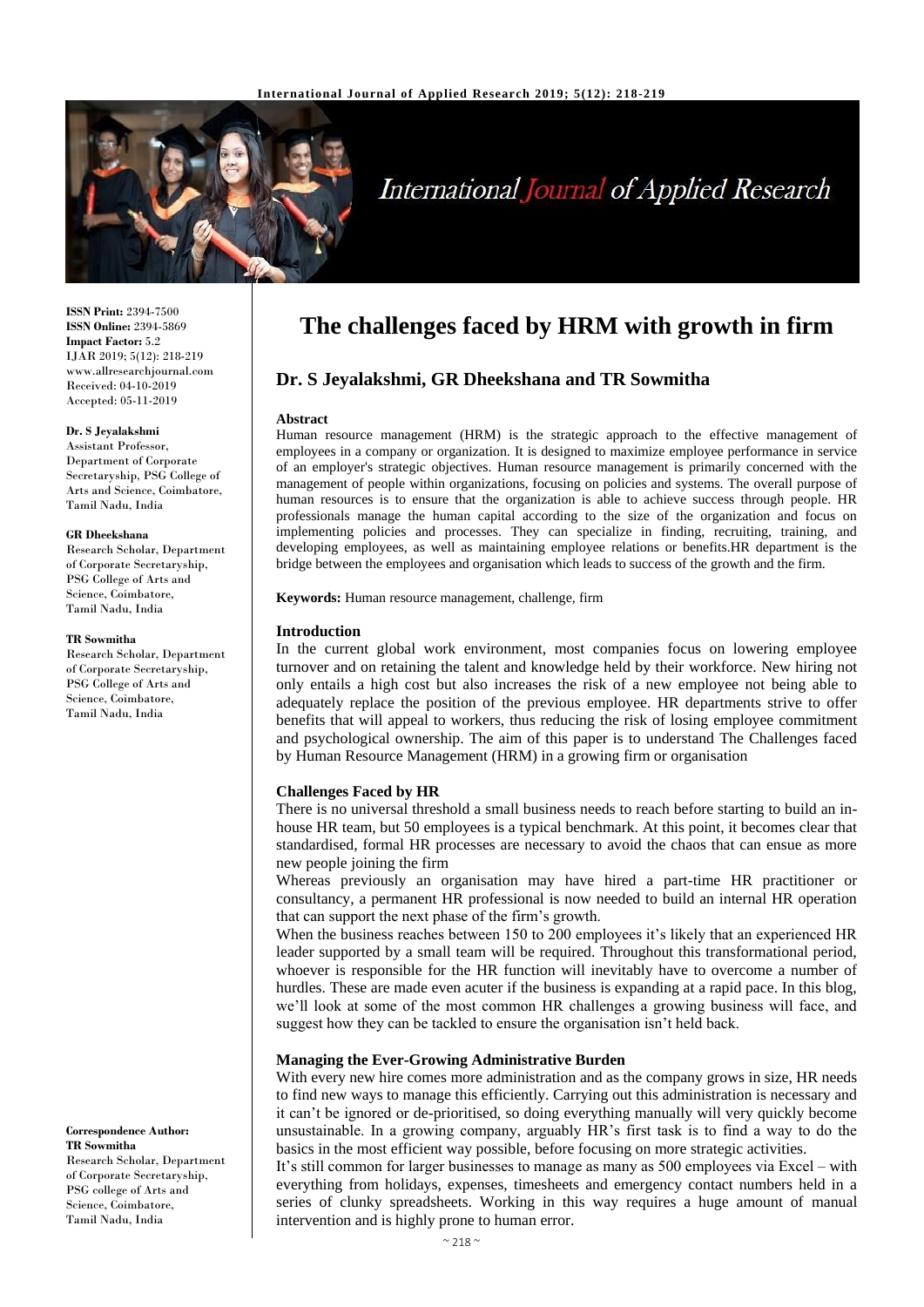ISSN Print: 2394-7500
ISSN Online: 2394-5869
Impact Factor: 5.2
IJAR 2019; 5(12): 218-219
www.allresearchjournal.com
Received: 04-10-2019
Accepted: 05-11-2019

**Dr. S Jeyalakshmi**
Assistant Professor, Department of Corporate Secretaryship, PSG College of Arts and Science, Coimbatore, Tamil Nadu, India

**GR Dheekshana**
Research Scholar, Department of Corporate Secretaryship, PSG College of Arts and Science, Coimbatore, Tamil Nadu, India

**TR Sowmitha**
Research Scholar, Department of Corporate Secretaryship, PSG College of Arts and Science, Coimbatore, Tamil Nadu, India

**Correspondence Author:**
**TR Sowmitha**
Research Scholar, Department of Corporate Secretaryship, PSG college of Arts and Science, Coimbatore, Tamil Nadu, India

# The challenges faced by HRM with growth in firm

## Dr. S Jeyalakshmi, GR Dheekshana and TR Sowmitha

**Abstract**

Human resource management (HRM) is the strategic approach to the effective management of employees in a company or organization. It is designed to maximize employee performance in service of an employer's strategic objectives. Human resource management is primarily concerned with the management of people within organizations, focusing on policies and systems. The overall purpose of human resources is to ensure that the organization is able to achieve success through people. HR professionals manage the human capital according to the size of the organization and focus on implementing policies and processes. They can specialize in finding, recruiting, training, and developing employees, as well as maintaining employee relations or benefits.HR department is the bridge between the employees and organisation which leads to success of the growth and the firm.

**Keywords:** Human resource management, challenge, firm

### Introduction

In the current global work environment, most companies focus on lowering employee turnover and on retaining the talent and knowledge held by their workforce. New hiring not only entails a high cost but also increases the risk of a new employee not being able to adequately replace the position of the previous employee. HR departments strive to offer benefits that will appeal to workers, thus reducing the risk of losing employee commitment and psychological ownership. The aim of this paper is to understand The Challenges faced by Human Resource Management (HRM) in a growing firm or organisation

### Challenges Faced by HR

There is no universal threshold a small business needs to reach before starting to build an in-house HR team, but 50 employees is a typical benchmark. At this point, it becomes clear that standardised, formal HR processes are necessary to avoid the chaos that can ensue as more new people joining the firm

Whereas previously an organisation may have hired a part-time HR practitioner or consultancy, a permanent HR professional is now needed to build an internal HR operation that can support the next phase of the firm's growth.

When the business reaches between 150 to 200 employees it's likely that an experienced HR leader supported by a small team will be required. Throughout this transformational period, whoever is responsible for the HR function will inevitably have to overcome a number of hurdles. These are made even acuter if the business is expanding at a rapid pace. In this blog, we'll look at some of the most common HR challenges a growing business will face, and suggest how they can be tackled to ensure the organisation isn't held back.

### Managing the Ever-Growing Administrative Burden

With every new hire comes more administration and as the company grows in size, HR needs to find new ways to manage this efficiently. Carrying out this administration is necessary and it can't be ignored or de-prioritised, so doing everything manually will very quickly become unsustainable. In a growing company, arguably HR's first task is to find a way to do the basics in the most efficient way possible, before focusing on more strategic activities.

It's still common for larger businesses to manage as many as 500 employees via Excel – with everything from holidays, expenses, timesheets and emergency contact numbers held in a series of clunky spreadsheets. Working in this way requires a huge amount of manual intervention and is highly prone to human error.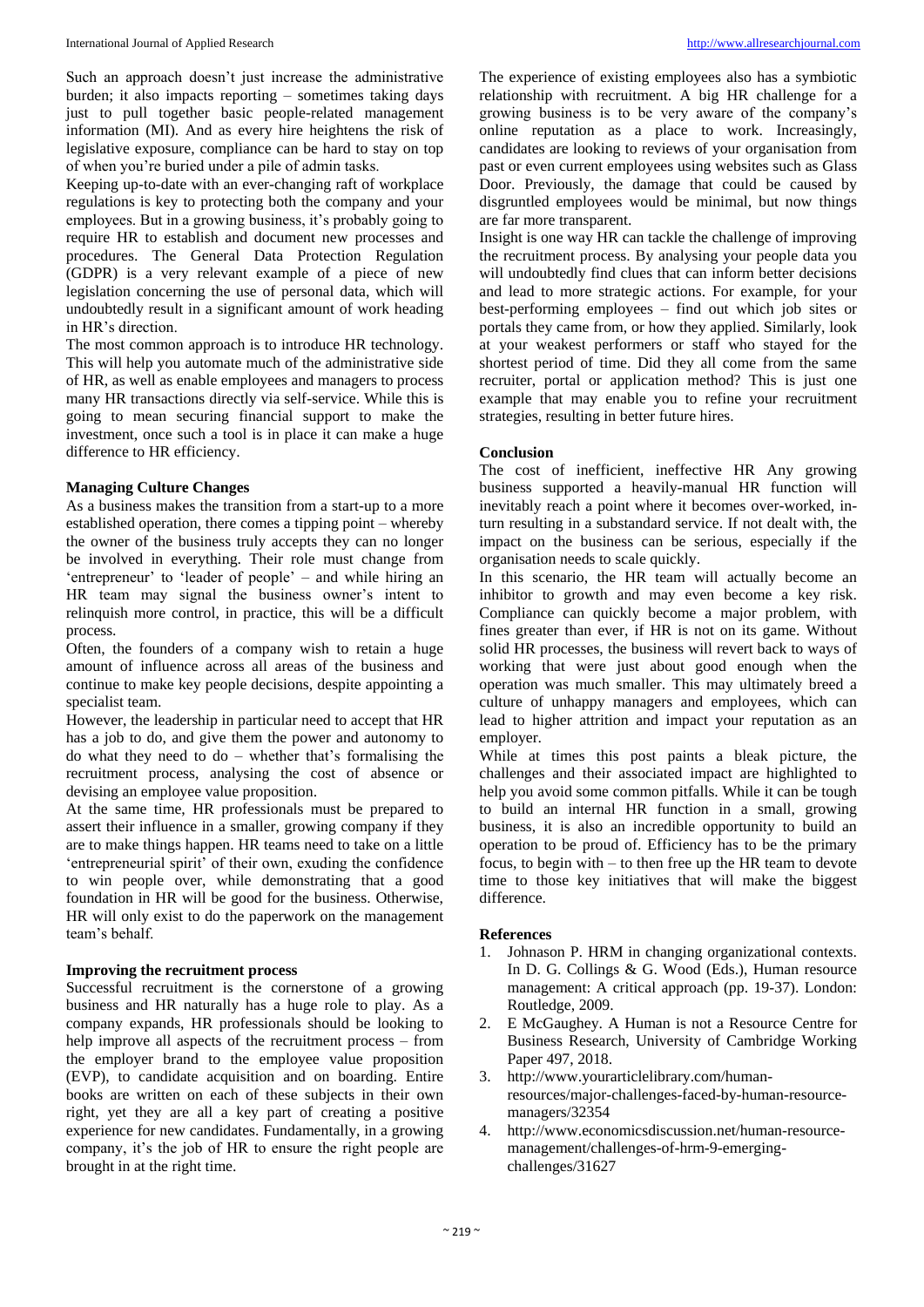Such an approach doesn't just increase the administrative burden; it also impacts reporting – sometimes taking days just to pull together basic people-related management information (MI). And as every hire heightens the risk of legislative exposure, compliance can be hard to stay on top of when you're buried under a pile of admin tasks.

Keeping up-to-date with an ever-changing raft of workplace regulations is key to protecting both the company and your employees. But in a growing business, it's probably going to require HR to establish and document new processes and procedures. The General Data Protection Regulation (GDPR) is a very relevant example of a piece of new legislation concerning the use of personal data, which will undoubtedly result in a significant amount of work heading in HR's direction.

The most common approach is to introduce HR technology. This will help you automate much of the administrative side of HR, as well as enable employees and managers to process many HR transactions directly via self-service. While this is going to mean securing financial support to make the investment, once such a tool is in place it can make a huge difference to HR efficiency.

### Managing Culture Changes

As a business makes the transition from a start-up to a more established operation, there comes a tipping point – whereby the owner of the business truly accepts they can no longer be involved in everything. Their role must change from 'entrepreneur' to 'leader of people' – and while hiring an HR team may signal the business owner's intent to relinquish more control, in practice, this will be a difficult process.

Often, the founders of a company wish to retain a huge amount of influence across all areas of the business and continue to make key people decisions, despite appointing a specialist team.

However, the leadership in particular need to accept that HR has a job to do, and give them the power and autonomy to do what they need to do – whether that's formalising the recruitment process, analysing the cost of absence or devising an employee value proposition.

At the same time, HR professionals must be prepared to assert their influence in a smaller, growing company if they are to make things happen. HR teams need to take on a little 'entrepreneurial spirit' of their own, exuding the confidence to win people over, while demonstrating that a good foundation in HR will be good for the business. Otherwise, HR will only exist to do the paperwork on the management team's behalf.

### Improving the recruitment process

Successful recruitment is the cornerstone of a growing business and HR naturally has a huge role to play. As a company expands, HR professionals should be looking to help improve all aspects of the recruitment process – from the employer brand to the employee value proposition (EVP), to candidate acquisition and on boarding. Entire books are written on each of these subjects in their own right, yet they are all a key part of creating a positive experience for new candidates. Fundamentally, in a growing company, it's the job of HR to ensure the right people are brought in at the right time.

The experience of existing employees also has a symbiotic relationship with recruitment. A big HR challenge for a growing business is to be very aware of the company's online reputation as a place to work. Increasingly, candidates are looking to reviews of your organisation from past or even current employees using websites such as Glass Door. Previously, the damage that could be caused by disgruntled employees would be minimal, but now things are far more transparent.

Insight is one way HR can tackle the challenge of improving the recruitment process. By analysing your people data you will undoubtedly find clues that can inform better decisions and lead to more strategic actions. For example, for your best-performing employees – find out which job sites or portals they came from, or how they applied. Similarly, look at your weakest performers or staff who stayed for the shortest period of time. Did they all come from the same recruiter, portal or application method? This is just one example that may enable you to refine your recruitment strategies, resulting in better future hires.

### Conclusion

The cost of inefficient, ineffective HR Any growing business supported a heavily-manual HR function will inevitably reach a point where it becomes over-worked, in-turn resulting in a substandard service. If not dealt with, the impact on the business can be serious, especially if the organisation needs to scale quickly.

In this scenario, the HR team will actually become an inhibitor to growth and may even become a key risk. Compliance can quickly become a major problem, with fines greater than ever, if HR is not on its game. Without solid HR processes, the business will revert back to ways of working that were just about good enough when the operation was much smaller. This may ultimately breed a culture of unhappy managers and employees, which can lead to higher attrition and impact your reputation as an employer.

While at times this post paints a bleak picture, the challenges and their associated impact are highlighted to help you avoid some common pitfalls. While it can be tough to build an internal HR function in a small, growing business, it is also an incredible opportunity to build an operation to be proud of. Efficiency has to be the primary focus, to begin with – to then free up the HR team to devote time to those key initiatives that will make the biggest difference.

### References

1. Johnason P. HRM in changing organizational contexts. In D. G. Collings & G. Wood (Eds.), Human resource management: A critical approach (pp. 19-37). London: Routledge, 2009.
2. E McGaughey. A Human is not a Resource Centre for Business Research, University of Cambridge Working Paper 497, 2018.
3. http://www.yourarticlelibrary.com/human-resources/major-challenges-faced-by-human-resource-managers/32354
4. http://www.economicsdiscussion.net/human-resource-management/challenges-of-hrm-9-emerging-challenges/31627